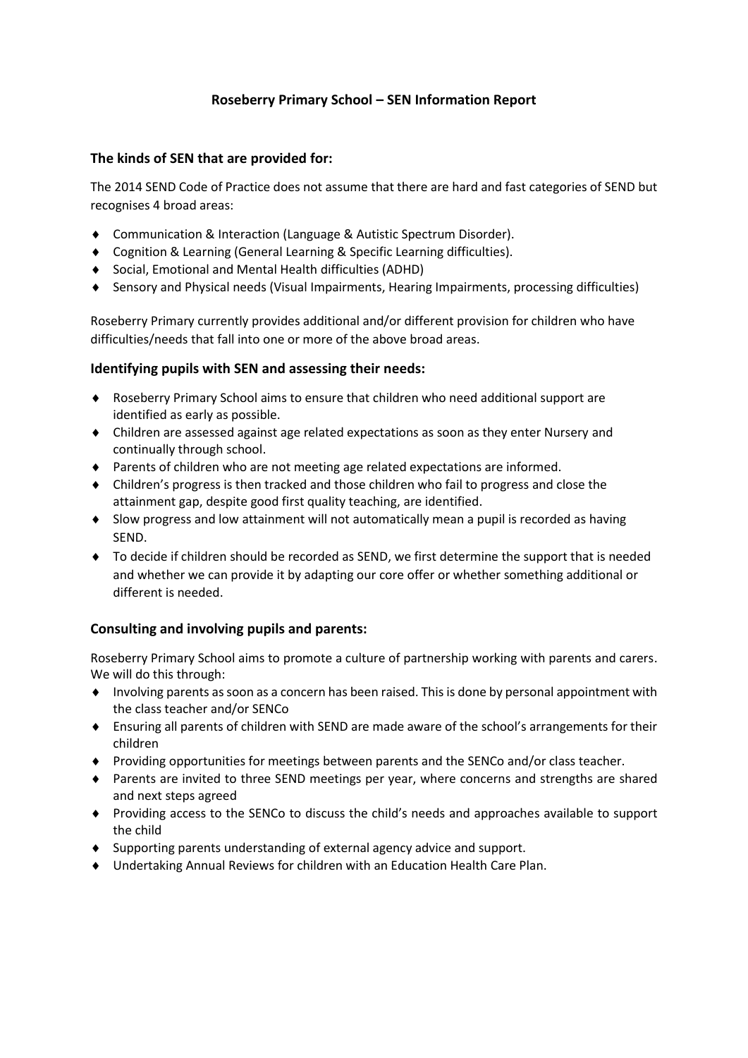# Roseberry Primary School – SEN Information Report

## The kinds of SEN that are provided for:

The 2014 SEND Code of Practice does not assume that there are hard and fast categories of SEND but recognises 4 broad areas:

- Communication & Interaction (Language & Autistic Spectrum Disorder).
- Cognition & Learning (General Learning & Specific Learning difficulties).
- Social, Emotional and Mental Health difficulties (ADHD)
- Sensory and Physical needs (Visual Impairments, Hearing Impairments, processing difficulties)

Roseberry Primary currently provides additional and/or different provision for children who have difficulties/needs that fall into one or more of the above broad areas.

## Identifying pupils with SEN and assessing their needs:

- Roseberry Primary School aims to ensure that children who need additional support are identified as early as possible.
- Children are assessed against age related expectations as soon as they enter Nursery and continually through school.
- Parents of children who are not meeting age related expectations are informed.
- Children's progress is then tracked and those children who fail to progress and close the attainment gap, despite good first quality teaching, are identified.
- Slow progress and low attainment will not automatically mean a pupil is recorded as having SEND.
- To decide if children should be recorded as SEND, we first determine the support that is needed and whether we can provide it by adapting our core offer or whether something additional or different is needed.

## Consulting and involving pupils and parents:

Roseberry Primary School aims to promote a culture of partnership working with parents and carers. We will do this through:

- Involving parents as soon as a concern has been raised. This is done by personal appointment with the class teacher and/or SENCo
- Ensuring all parents of children with SEND are made aware of the school's arrangements for their children
- Providing opportunities for meetings between parents and the SENCo and/or class teacher.
- Parents are invited to three SEND meetings per year, where concerns and strengths are shared and next steps agreed
- Providing access to the SENCo to discuss the child's needs and approaches available to support the child
- Supporting parents understanding of external agency advice and support.
- Undertaking Annual Reviews for children with an Education Health Care Plan.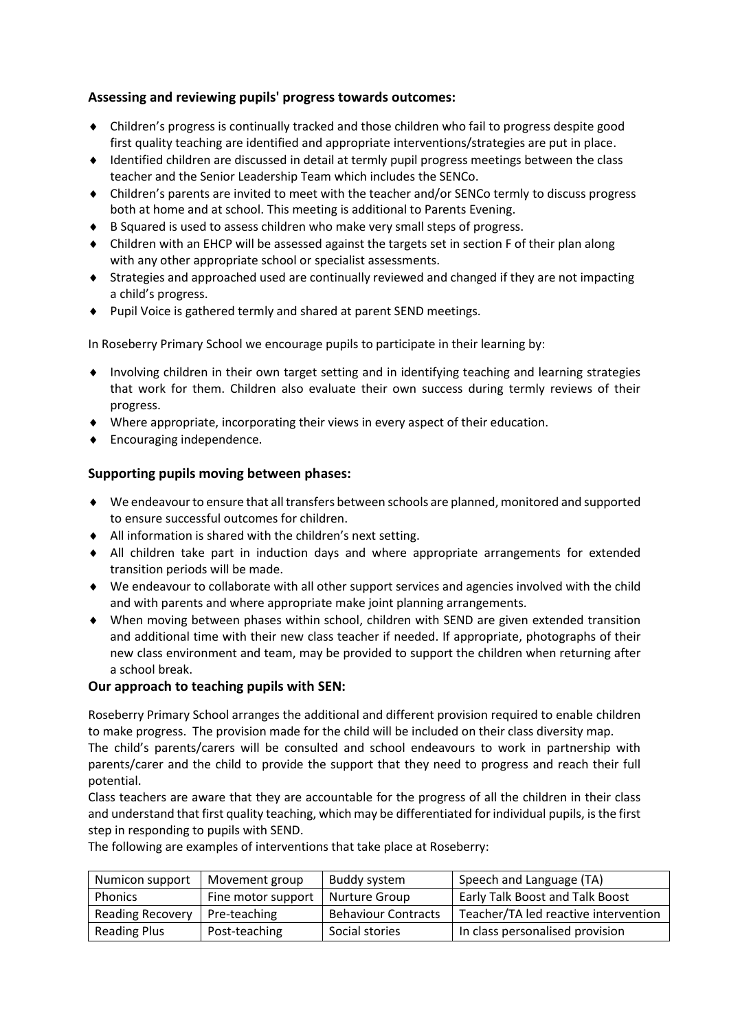### Assessing and reviewing pupils' progress towards outcomes:

- Children's progress is continually tracked and those children who fail to progress despite good first quality teaching are identified and appropriate interventions/strategies are put in place.
- Identified children are discussed in detail at termly pupil progress meetings between the class teacher and the Senior Leadership Team which includes the SENCo.
- Children's parents are invited to meet with the teacher and/or SENCo termly to discuss progress both at home and at school. This meeting is additional to Parents Evening.
- B Squared is used to assess children who make very small steps of progress.
- Children with an EHCP will be assessed against the targets set in section F of their plan along with any other appropriate school or specialist assessments.
- Strategies and approached used are continually reviewed and changed if they are not impacting a child's progress.
- Pupil Voice is gathered termly and shared at parent SEND meetings.

In Roseberry Primary School we encourage pupils to participate in their learning by:

- Involving children in their own target setting and in identifying teaching and learning strategies that work for them. Children also evaluate their own success during termly reviews of their progress.
- Where appropriate, incorporating their views in every aspect of their education.
- Encouraging independence.

### Supporting pupils moving between phases:

- We endeavour to ensure that all transfers between schools are planned, monitored and supported to ensure successful outcomes for children.
- All information is shared with the children's next setting.
- All children take part in induction days and where appropriate arrangements for extended transition periods will be made.
- We endeavour to collaborate with all other support services and agencies involved with the child and with parents and where appropriate make joint planning arrangements.
- When moving between phases within school, children with SEND are given extended transition and additional time with their new class teacher if needed. If appropriate, photographs of their new class environment and team, may be provided to support the children when returning after a school break.

### Our approach to teaching pupils with SEN:

Roseberry Primary School arranges the additional and different provision required to enable children to make progress. The provision made for the child will be included on their class diversity map.
The child's parents/carers will be consulted and school endeavours to work in partnership with parents/carer and the child to provide the support that they need to progress and reach their full potential.
Class teachers are aware that they are accountable for the progress of all the children in their class and understand that first quality teaching, which may be differentiated for individual pupils, is the first step in responding to pupils with SEND.
The following are examples of interventions that take place at Roseberry:

| Numicon support | Movement group | Buddy system | Speech and Language (TA) |
|---|---|---|---|
| Phonics | Fine motor support | Nurture Group | Early Talk Boost and Talk Boost |
| Reading Recovery | Pre-teaching | Behaviour Contracts | Teacher/TA led reactive intervention |
| Reading Plus | Post-teaching | Social stories | In class personalised provision |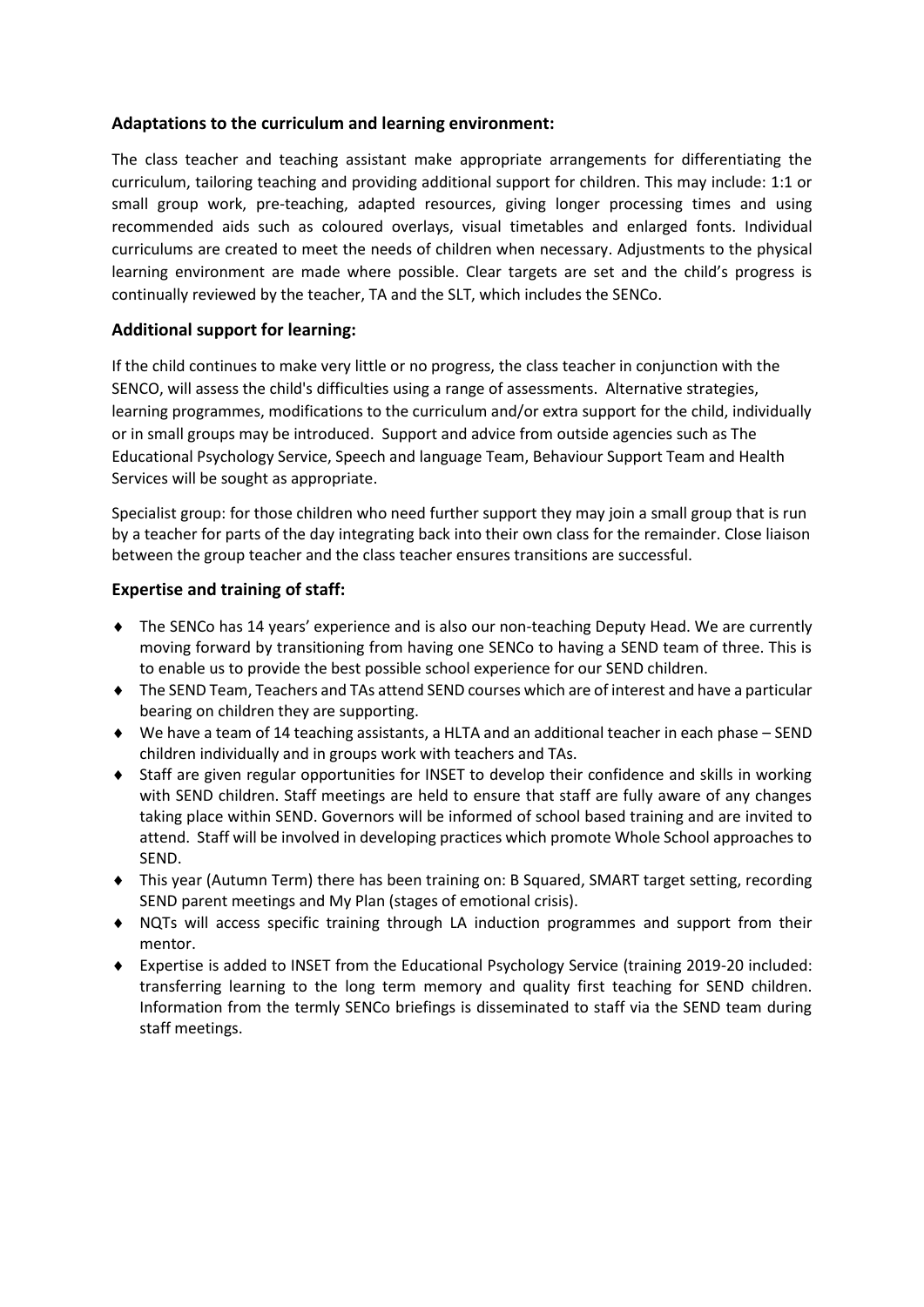### Adaptations to the curriculum and learning environment:

The class teacher and teaching assistant make appropriate arrangements for differentiating the curriculum, tailoring teaching and providing additional support for children. This may include: 1:1 or small group work, pre-teaching, adapted resources, giving longer processing times and using recommended aids such as coloured overlays, visual timetables and enlarged fonts. Individual curriculums are created to meet the needs of children when necessary. Adjustments to the physical learning environment are made where possible. Clear targets are set and the child's progress is continually reviewed by the teacher, TA and the SLT, which includes the SENCo.

### Additional support for learning:

If the child continues to make very little or no progress, the class teacher in conjunction with the SENCO, will assess the child's difficulties using a range of assessments. Alternative strategies, learning programmes, modifications to the curriculum and/or extra support for the child, individually or in small groups may be introduced. Support and advice from outside agencies such as The Educational Psychology Service, Speech and language Team, Behaviour Support Team and Health Services will be sought as appropriate.

Specialist group: for those children who need further support they may join a small group that is run by a teacher for parts of the day integrating back into their own class for the remainder. Close liaison between the group teacher and the class teacher ensures transitions are successful.

### Expertise and training of staff:

- The SENCo has 14 years' experience and is also our non-teaching Deputy Head. We are currently moving forward by transitioning from having one SENCo to having a SEND team of three. This is to enable us to provide the best possible school experience for our SEND children.
- The SEND Team, Teachers and TAs attend SEND courses which are of interest and have a particular bearing on children they are supporting.
- We have a team of 14 teaching assistants, a HLTA and an additional teacher in each phase – SEND children individually and in groups work with teachers and TAs.
- Staff are given regular opportunities for INSET to develop their confidence and skills in working with SEND children. Staff meetings are held to ensure that staff are fully aware of any changes taking place within SEND. Governors will be informed of school based training and are invited to attend. Staff will be involved in developing practices which promote Whole School approaches to SEND.
- This year (Autumn Term) there has been training on: B Squared, SMART target setting, recording SEND parent meetings and My Plan (stages of emotional crisis).
- NQTs will access specific training through LA induction programmes and support from their mentor.
- Expertise is added to INSET from the Educational Psychology Service (training 2019-20 included: transferring learning to the long term memory and quality first teaching for SEND children. Information from the termly SENCo briefings is disseminated to staff via the SEND team during staff meetings.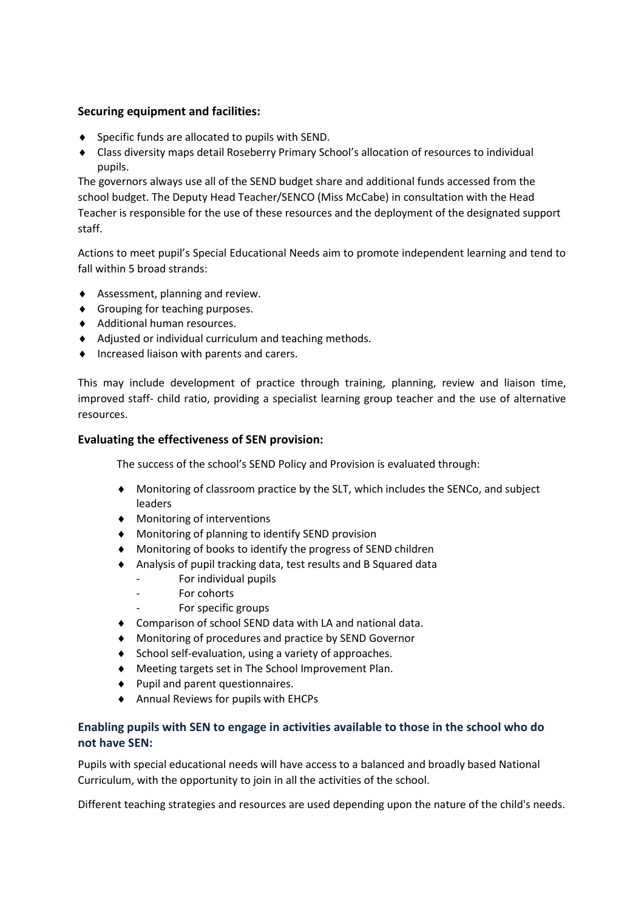### Securing equipment and facilities:

- Specific funds are allocated to pupils with SEND.
- Class diversity maps detail Roseberry Primary School's allocation of resources to individual pupils.

The governors always use all of the SEND budget share and additional funds accessed from the school budget. The Deputy Head Teacher/SENCO (Miss McCabe) in consultation with the Head Teacher is responsible for the use of these resources and the deployment of the designated support staff.

Actions to meet pupil's Special Educational Needs aim to promote independent learning and tend to fall within 5 broad strands:

- Assessment, planning and review.
- Grouping for teaching purposes.
- Additional human resources.
- Adjusted or individual curriculum and teaching methods.
- Increased liaison with parents and carers.

This may include development of practice through training, planning, review and liaison time, improved staff- child ratio, providing a specialist learning group teacher and the use of alternative resources.

### Evaluating the effectiveness of SEN provision:

The success of the school's SEND Policy and Provision is evaluated through:

- Monitoring of classroom practice by the SLT, which includes the SENCo, and subject leaders
- Monitoring of interventions
- Monitoring of planning to identify SEND provision
- Monitoring of books to identify the progress of SEND children
- Analysis of pupil tracking data, test results and B Squared data
  - For individual pupils
  - For cohorts
  - For specific groups
- Comparison of school SEND data with LA and national data.
- Monitoring of procedures and practice by SEND Governor
- School self-evaluation, using a variety of approaches.
- Meeting targets set in The School Improvement Plan.
- Pupil and parent questionnaires.
- Annual Reviews for pupils with EHCPs

### Enabling pupils with SEN to engage in activities available to those in the school who do not have SEN:

Pupils with special educational needs will have access to a balanced and broadly based National Curriculum, with the opportunity to join in all the activities of the school.

Different teaching strategies and resources are used depending upon the nature of the child's needs.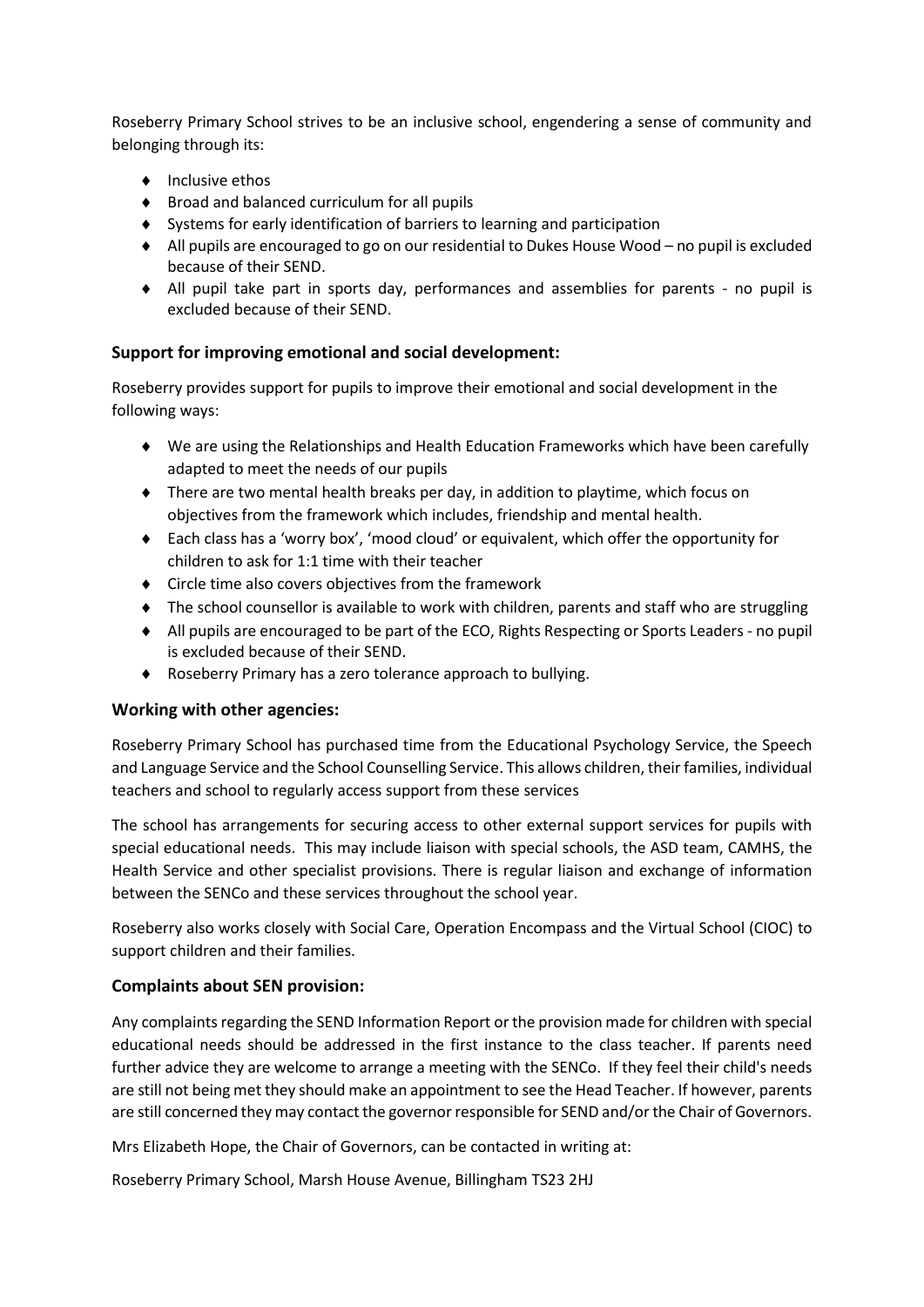Roseberry Primary School strives to be an inclusive school, engendering a sense of community and belonging through its:

- Inclusive ethos
- Broad and balanced curriculum for all pupils
- Systems for early identification of barriers to learning and participation
- All pupils are encouraged to go on our residential to Dukes House Wood – no pupil is excluded because of their SEND.
- All pupil take part in sports day, performances and assemblies for parents - no pupil is excluded because of their SEND.

### Support for improving emotional and social development:

Roseberry provides support for pupils to improve their emotional and social development in the following ways:

- We are using the Relationships and Health Education Frameworks which have been carefully adapted to meet the needs of our pupils
- There are two mental health breaks per day, in addition to playtime, which focus on objectives from the framework which includes, friendship and mental health.
- Each class has a 'worry box', 'mood cloud' or equivalent, which offer the opportunity for children to ask for 1:1 time with their teacher
- Circle time also covers objectives from the framework
- The school counsellor is available to work with children, parents and staff who are struggling
- All pupils are encouraged to be part of the ECO, Rights Respecting or Sports Leaders - no pupil is excluded because of their SEND.
- Roseberry Primary has a zero tolerance approach to bullying.

### Working with other agencies:

Roseberry Primary School has purchased time from the Educational Psychology Service, the Speech and Language Service and the School Counselling Service. This allows children, their families, individual teachers and school to regularly access support from these services

The school has arrangements for securing access to other external support services for pupils with special educational needs. This may include liaison with special schools, the ASD team, CAMHS, the Health Service and other specialist provisions. There is regular liaison and exchange of information between the SENCo and these services throughout the school year.

Roseberry also works closely with Social Care, Operation Encompass and the Virtual School (CIOC) to support children and their families.

### Complaints about SEN provision:

Any complaints regarding the SEND Information Report or the provision made for children with special educational needs should be addressed in the first instance to the class teacher. If parents need further advice they are welcome to arrange a meeting with the SENCo. If they feel their child's needs are still not being met they should make an appointment to see the Head Teacher. If however, parents are still concerned they may contact the governor responsible for SEND and/or the Chair of Governors.

Mrs Elizabeth Hope, the Chair of Governors, can be contacted in writing at:

Roseberry Primary School, Marsh House Avenue, Billingham TS23 2HJ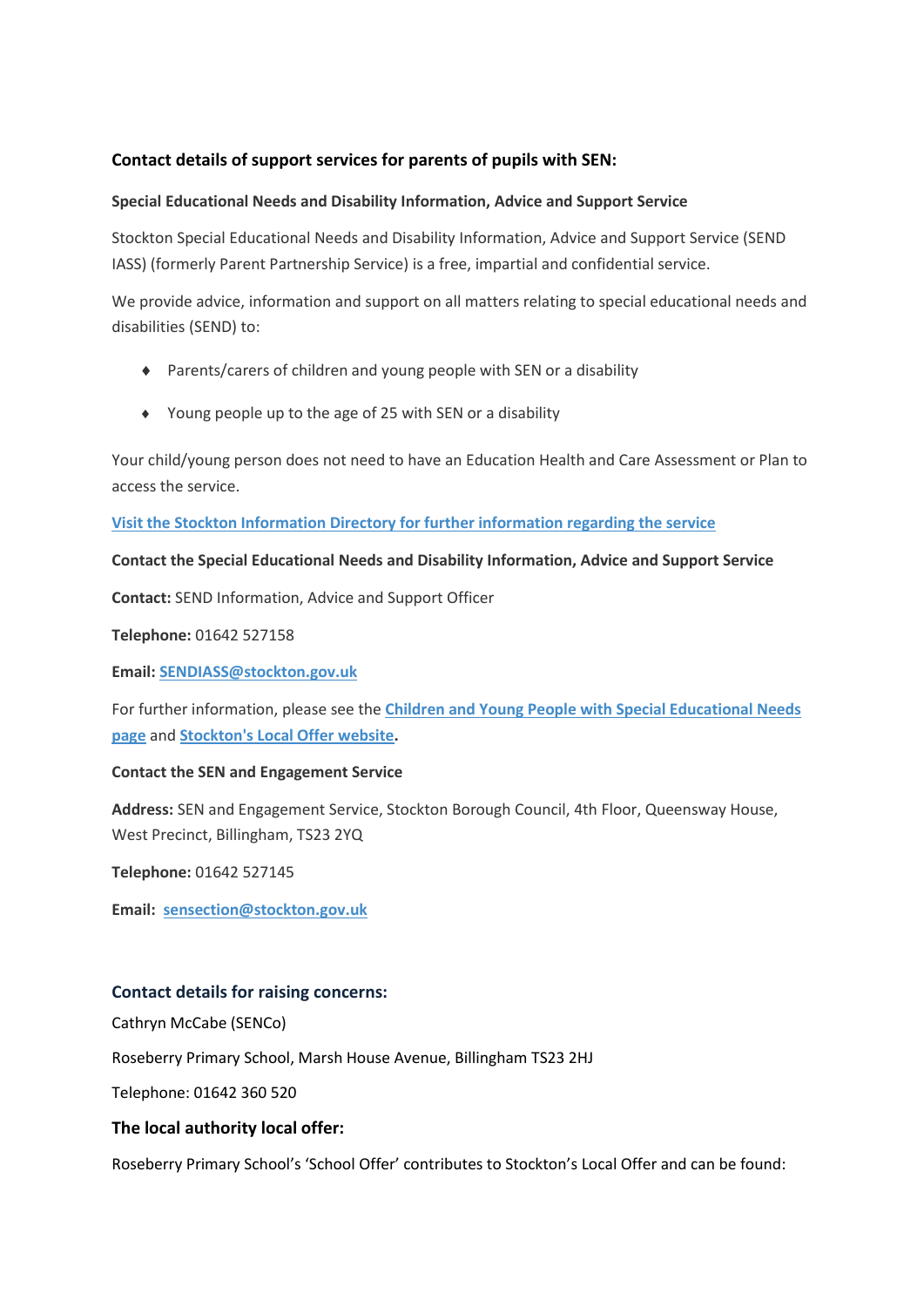## Contact details of support services for parents of pupils with SEN:

### Special Educational Needs and Disability Information, Advice and Support Service

Stockton Special Educational Needs and Disability Information, Advice and Support Service (SEND IASS) (formerly Parent Partnership Service) is a free, impartial and confidential service.

We provide advice, information and support on all matters relating to special educational needs and disabilities (SEND) to:

- Parents/carers of children and young people with SEN or a disability
- Young people up to the age of 25 with SEN or a disability

Your child/young person does not need to have an Education Health and Care Assessment or Plan to access the service.

**Visit the Stockton Information Directory for further information regarding the service**

**Contact the Special Educational Needs and Disability Information, Advice and Support Service**

**Contact:** SEND Information, Advice and Support Officer

**Telephone:** 01642 527158

**Email:** **SENDIASS@stockton.gov.uk**

For further information, please see the **Children and Young People with Special Educational Needs page** and **Stockton's Local Offer website**.

**Contact the SEN and Engagement Service**

**Address:** SEN and Engagement Service, Stockton Borough Council, 4th Floor, Queensway House, West Precinct, Billingham, TS23 2YQ

**Telephone:** 01642 527145

**Email:** sensection@stockton.gov.uk

## Contact details for raising concerns:

Cathryn McCabe (SENCo)

Roseberry Primary School, Marsh House Avenue, Billingham TS23 2HJ

Telephone: 01642 360 520

## The local authority local offer:

Roseberry Primary School's 'School Offer' contributes to Stockton's Local Offer and can be found: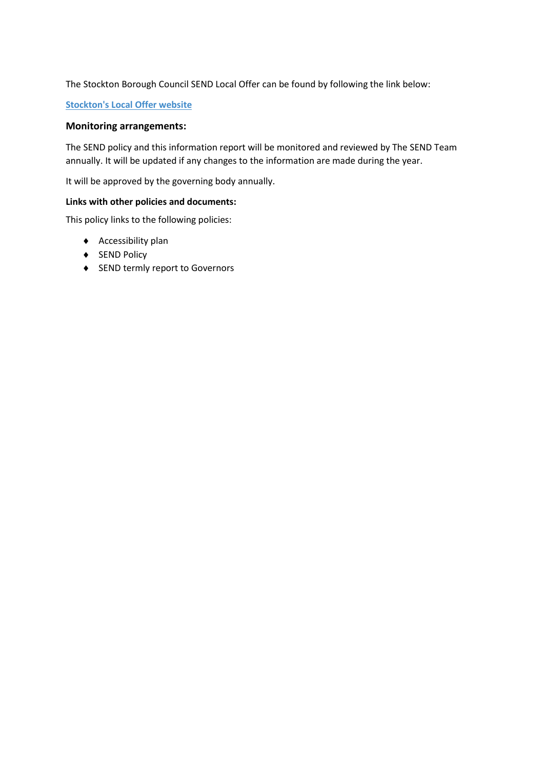The Stockton Borough Council SEND Local Offer can be found by following the link below:

**Stockton's Local Offer website**

### Monitoring arrangements:

The SEND policy and this information report will be monitored and reviewed by The SEND Team annually. It will be updated if any changes to the information are made during the year.

It will be approved by the governing body annually.

**Links with other policies and documents:**

This policy links to the following policies:

- Accessibility plan
- SEND Policy
- SEND termly report to Governors